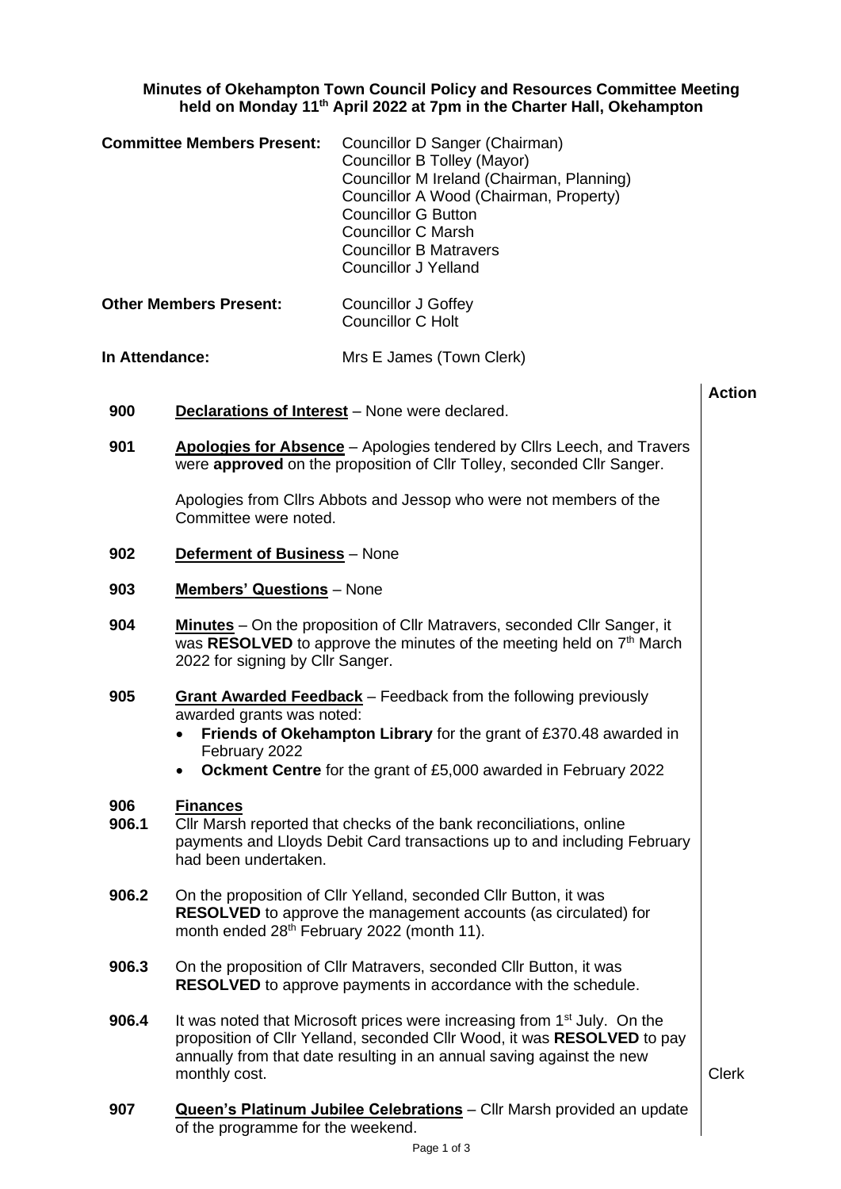**Minutes of Okehampton Town Council Policy and Resources Committee Meeting held on Monday 11th April 2022 at 7pm in the Charter Hall, Okehampton**

**Committee Members Present:**
Councillor D Sanger (Chairman)
Councillor B Tolley (Mayor)
Councillor M Ireland (Chairman, Planning)
Councillor A Wood (Chairman, Property)
Councillor G Button
Councillor C Marsh
Councillor B Matravers
Councillor J Yelland

**Other Members Present:**
Councillor J Goffey
Councillor C Holt

**In Attendance:** Mrs E James (Town Clerk)

| | | **Action** |
|---|---|---|
| **900** | **Declarations of Interest** – None were declared. | |
| **901** | **Apologies for Absence** – Apologies tendered by Cllrs Leech, and Travers were **approved** on the proposition of Cllr Tolley, seconded Cllr Sanger.<br><br>Apologies from Cllrs Abbots and Jessop who were not members of the Committee were noted. | |
| **902** | **Deferment of Business** – None | |
| **903** | **Members' Questions** – None | |
| **904** | **Minutes** – On the proposition of Cllr Matravers, seconded Cllr Sanger, it was **RESOLVED** to approve the minutes of the meeting held on 7th March 2022 for signing by Cllr Sanger. | |
| **905** | **Grant Awarded Feedback** – Feedback from the following previously awarded grants was noted:<br>• **Friends of Okehampton Library** for the grant of £370.48 awarded in February 2022<br>• **Ockment Centre** for the grant of £5,000 awarded in February 2022 | |
| **906** | **Finances** | |
| **906.1** | Cllr Marsh reported that checks of the bank reconciliations, online payments and Lloyds Debit Card transactions up to and including February had been undertaken. | |
| **906.2** | On the proposition of Cllr Yelland, seconded Cllr Button, it was **RESOLVED** to approve the management accounts (as circulated) for month ended 28th February 2022 (month 11). | |
| **906.3** | On the proposition of Cllr Matravers, seconded Cllr Button, it was **RESOLVED** to approve payments in accordance with the schedule. | |
| **906.4** | It was noted that Microsoft prices were increasing from 1st July. On the proposition of Cllr Yelland, seconded Cllr Wood, it was **RESOLVED** to pay annually from that date resulting in an annual saving against the new monthly cost. | Clerk |
| **907** | **Queen's Platinum Jubilee Celebrations** – Cllr Marsh provided an update of the programme for the weekend. | |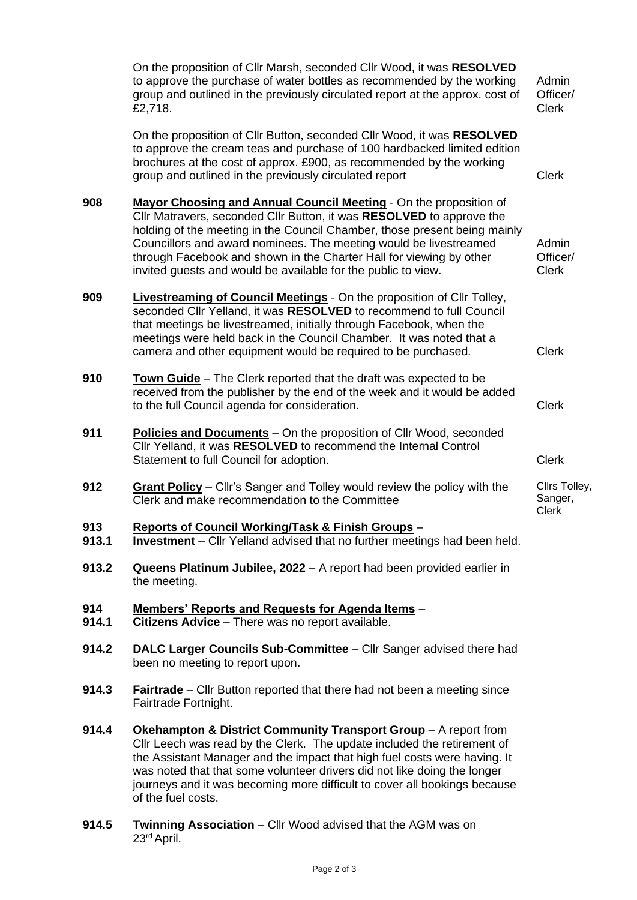| | | |
|---|---|---|
| | On the proposition of Cllr Marsh, seconded Cllr Wood, it was **RESOLVED** to approve the purchase of water bottles as recommended by the working group and outlined in the previously circulated report at the approx. cost of £2,718. | Admin Officer/ Clerk |
| | On the proposition of Cllr Button, seconded Cllr Wood, it was **RESOLVED** to approve the cream teas and purchase of 100 hardbacked limited edition brochures at the cost of approx. £900, as recommended by the working group and outlined in the previously circulated report | Clerk |
| **908** | **<u>Mayor Choosing and Annual Council Meeting</u>** - On the proposition of Cllr Matravers, seconded Cllr Button, it was **RESOLVED** to approve the holding of the meeting in the Council Chamber, those present being mainly Councillors and award nominees. The meeting would be livestreamed through Facebook and shown in the Charter Hall for viewing by other invited guests and would be available for the public to view. | Admin Officer/ Clerk |
| **909** | **<u>Livestreaming of Council Meetings</u>** - On the proposition of Cllr Tolley, seconded Cllr Yelland, it was **RESOLVED** to recommend to full Council that meetings be livestreamed, initially through Facebook, when the meetings were held back in the Council Chamber. It was noted that a camera and other equipment would be required to be purchased. | Clerk |
| **910** | **<u>Town Guide</u>** – The Clerk reported that the draft was expected to be received from the publisher by the end of the week and it would be added to the full Council agenda for consideration. | Clerk |
| **911** | **<u>Policies and Documents</u>** – On the proposition of Cllr Wood, seconded Cllr Yelland, it was **RESOLVED** to recommend the Internal Control Statement to full Council for adoption. | Clerk |
| **912** | **<u>Grant Policy</u>** – Cllr's Sanger and Tolley would review the policy with the Clerk and make recommendation to the Committee | Cllrs Tolley, Sanger, Clerk |
| **913** | **<u>Reports of Council Working/Task & Finish Groups</u>** – | |
| **913.1** | **Investment** – Cllr Yelland advised that no further meetings had been held. | |
| **913.2** | **Queens Platinum Jubilee, 2022** – A report had been provided earlier in the meeting. | |
| **914** | **<u>Members' Reports and Requests for Agenda Items</u>** – | |
| **914.1** | **Citizens Advice** – There was no report available. | |
| **914.2** | **DALC Larger Councils Sub-Committee** – Cllr Sanger advised there had been no meeting to report upon. | |
| **914.3** | **Fairtrade** – Cllr Button reported that there had not been a meeting since Fairtrade Fortnight. | |
| **914.4** | **Okehampton & District Community Transport Group** – A report from Cllr Leech was read by the Clerk. The update included the retirement of the Assistant Manager and the impact that high fuel costs were having. It was noted that that some volunteer drivers did not like doing the longer journeys and it was becoming more difficult to cover all bookings because of the fuel costs. | |
| **914.5** | **Twinning Association** – Cllr Wood advised that the AGM was on 23rd April. | |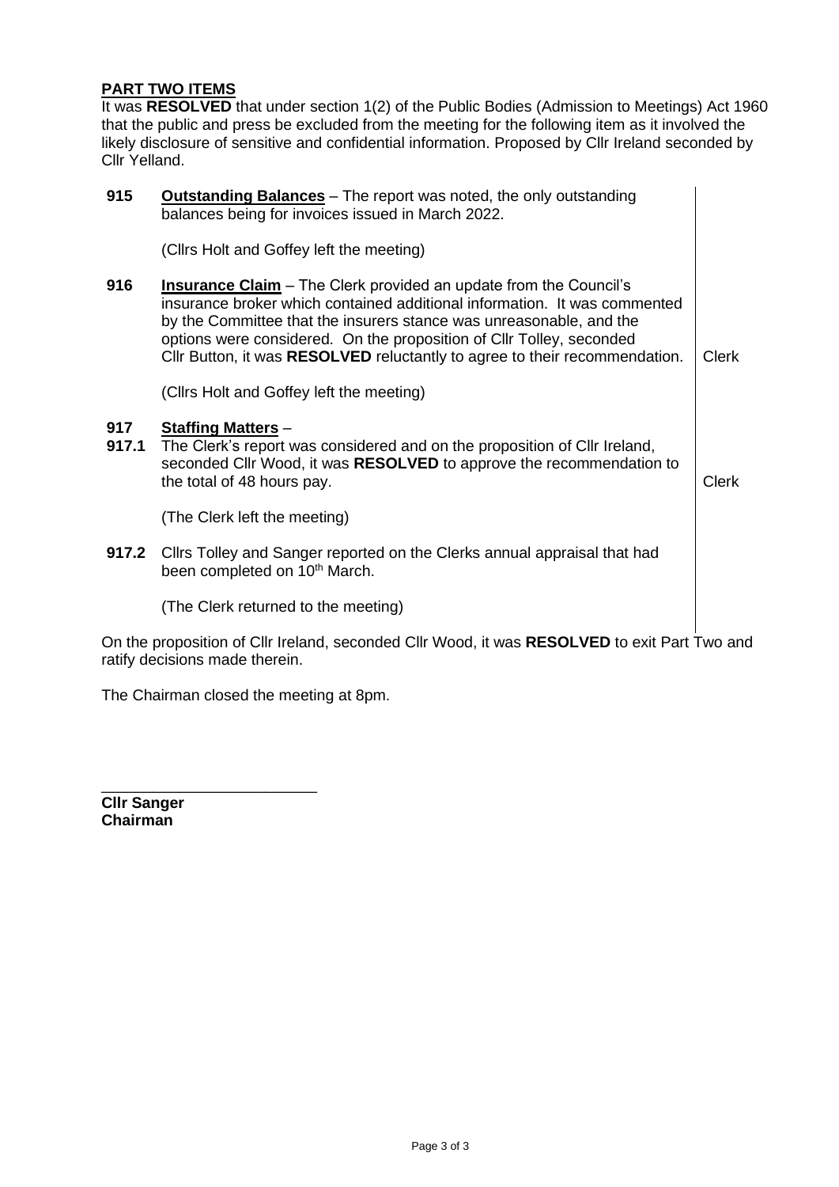**PART TWO ITEMS**

It was **RESOLVED** that under section 1(2) of the Public Bodies (Admission to Meetings) Act 1960 that the public and press be excluded from the meeting for the following item as it involved the likely disclosure of sensitive and confidential information. Proposed by Cllr Ireland seconded by Cllr Yelland.

| | | |
|---|---|---|
| **915** | **Outstanding Balances** – The report was noted, the only outstanding balances being for invoices issued in March 2022. | |
| | (Cllrs Holt and Goffey left the meeting) | |
| **916** | **Insurance Claim** – The Clerk provided an update from the Council's insurance broker which contained additional information. It was commented by the Committee that the insurers stance was unreasonable, and the options were considered. On the proposition of Cllr Tolley, seconded Cllr Button, it was **RESOLVED** reluctantly to agree to their recommendation. | Clerk |
| | (Cllrs Holt and Goffey left the meeting) | |
| **917** | **Staffing Matters** – | |
| **917.1** | The Clerk's report was considered and on the proposition of Cllr Ireland, seconded Cllr Wood, it was **RESOLVED** to approve the recommendation to the total of 48 hours pay. | Clerk |
| | (The Clerk left the meeting) | |
| **917.2** | Cllrs Tolley and Sanger reported on the Clerks annual appraisal that had been completed on 10th March. | |
| | (The Clerk returned to the meeting) | |

On the proposition of Cllr Ireland, seconded Cllr Wood, it was **RESOLVED** to exit Part Two and ratify decisions made therein.

The Chairman closed the meeting at 8pm.

\_\_\_\_\_\_\_\_\_\_\_\_\_\_\_\_\_\_\_\_\_\_\_\_\_\_

**Cllr Sanger**
**Chairman**